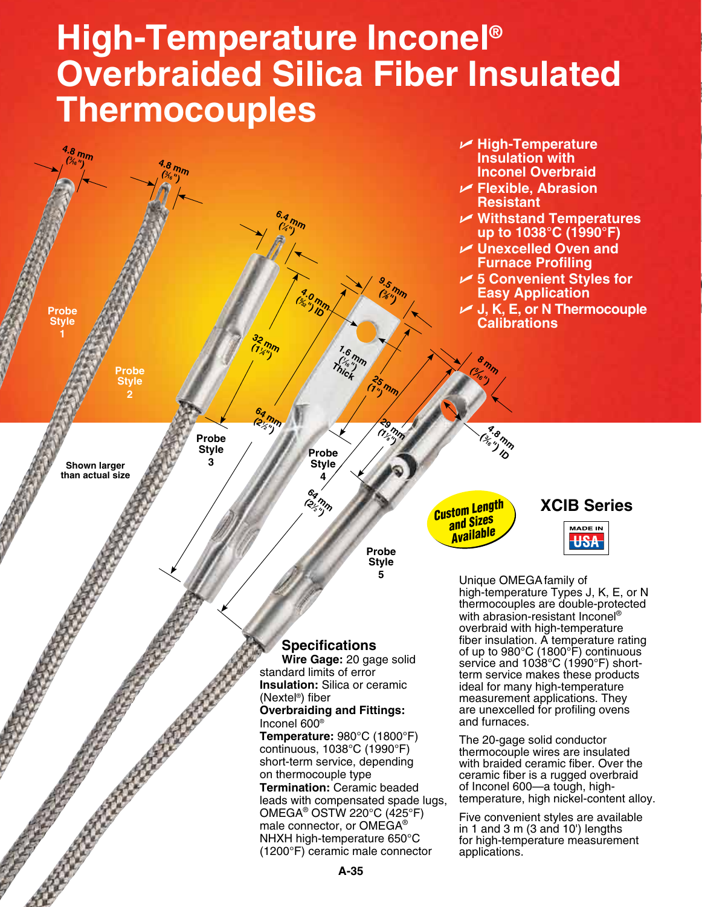# High-Temperature Inconel® Overbraided Silica Fiber Insulated Thermocouples

- High-Temperature Insulation with Inconel Overbraid
- Flexible, Abrasion Resistant
- Withstand Temperatures up to 1038°C (1990°F)
- Unexcelled Oven and Furnace Profiling
- 5 Convenient Styles for Easy Application
- J, K, E, or N Thermocouple Calibrations

Probe Style 1

Probe Style 2

Probe Style 3

Probe Style 4

Probe Style 5

Shown larger than actual size

4.8 mm (3⁄16")

4.8 mm (3⁄16")

6.4 mm (1⁄4")

4.0 mm (5⁄32") ID

32 mm (1¼")

64 mm (2½")

9.5 mm (3⁄8")

1.6 mm (1⁄16") Thick

25 mm (1")

64 mm (2½")

8 mm (5⁄16")

29 mm (1⅛")

4.8 mm (3⁄16") ID

Custom Length and Sizes Available

## XCIB Series

MADE IN USA

Unique OMEGA family of high-temperature Types J, K, E, or N thermocouples are double-protected with abrasion-resistant Inconel® overbraid with high-temperature fiber insulation. A temperature rating of up to 980°C (1800°F) continuous service and 1038°C (1990°F) short-term service makes these products ideal for many high-temperature measurement applications. They are unexcelled for profiling ovens and furnaces.

The 20-gage solid conductor thermocouple wires are insulated with braided ceramic fiber. Over the ceramic fiber is a rugged overbraid of Inconel 600—a tough, high-temperature, high nickel-content alloy.

Five convenient styles are available in 1 and 3 m (3 and 10') lengths for high-temperature measurement applications.

## Specifications

**Wire Gage:** 20 gage solid standard limits of error

**Insulation:** Silica or ceramic (Nextel®) fiber

**Overbraiding and Fittings:** Inconel 600®

**Temperature:** 980°C (1800°F) continuous, 1038°C (1990°F) short-term service, depending on thermocouple type

**Termination:** Ceramic beaded leads with compensated spade lugs, OMEGA® OSTW 220°C (425°F) male connector, or OMEGA® NHXH high-temperature 650°C (1200°F) ceramic male connector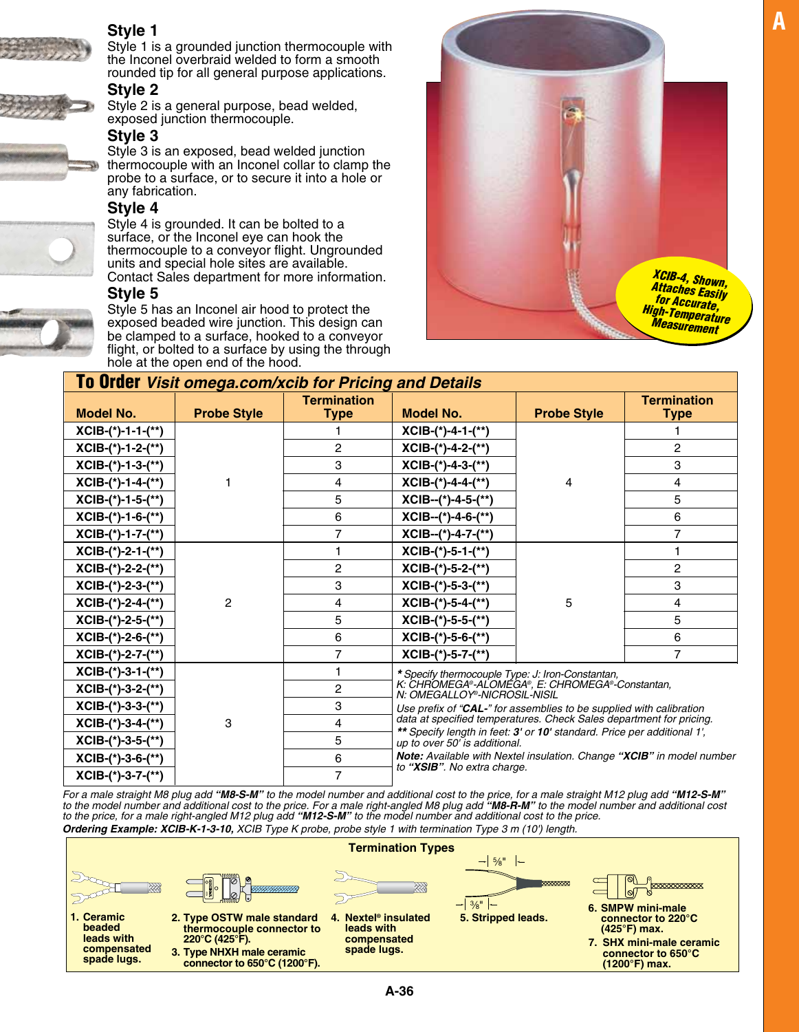### Style 1

Style 1 is a grounded junction thermocouple with the Inconel overbraid welded to form a smooth rounded tip for all general purpose applications.

### Style 2

Style 2 is a general purpose, bead welded, exposed junction thermocouple.

### Style 3

Style 3 is an exposed, bead welded junction thermocouple with an Inconel collar to clamp the probe to a surface, or to secure it into a hole or any fabrication.

### Style 4

Style 4 is grounded. It can be bolted to a surface, or the Inconel eye can hook the thermocouple to a conveyor flight. Ungrounded units and special hole sites are available. Contact Sales department for more information.

### Style 5

Style 5 has an Inconel air hood to protect the exposed beaded wire junction. This design can be clamped to a surface, hooked to a conveyor flight, or bolted to a surface by using the through hole at the open end of the hood.

XCIB-4, Shown, Attaches Easily for Accurate, High-Temperature Measurement

## To Order *Visit omega.com/xcib for Pricing and Details*

| Model No. | Probe Style | Termination Type | Model No. | Probe Style | Termination Type |
|---|---|---|---|---|---|
| XCIB-(*)-1-1-(**) | 1 | 1 | XCIB-(*)-4-1-(**) | 4 | 1 |
| XCIB-(*)-1-2-(**) | | 2 | XCIB-(*)-4-2-(**) | | 2 |
| XCIB-(*)-1-3-(**) | | 3 | XCIB-(*)-4-3-(**) | | 3 |
| XCIB-(*)-1-4-(**) | | 4 | XCIB-(*)-4-4-(**) | | 4 |
| XCIB-(*)-1-5-(**) | | 5 | XCIB--(*)-4-5-(**) | | 5 |
| XCIB-(*)-1-6-(**) | | 6 | XCIB--(*)-4-6-(**) | | 6 |
| XCIB-(*)-1-7-(**) | | 7 | XCIB--(*)-4-7-(**) | | 7 |
| XCIB-(*)-2-1-(**) | 2 | 1 | XCIB-(*)-5-1-(**) | 5 | 1 |
| XCIB-(*)-2-2-(**) | | 2 | XCIB-(*)-5-2-(**) | | 2 |
| XCIB-(*)-2-3-(**) | | 3 | XCIB-(*)-5-3-(**) | | 3 |
| XCIB-(*)-2-4-(**) | | 4 | XCIB-(*)-5-4-(**) | | 4 |
| XCIB-(*)-2-5-(**) | | 5 | XCIB-(*)-5-5-(**) | | 5 |
| XCIB-(*)-2-6-(**) | | 6 | XCIB-(*)-5-6-(**) | | 6 |
| XCIB-(*)-2-7-(**) | | 7 | XCIB-(*)-5-7-(**) | | 7 |
| XCIB-(*)-3-1-(**) | 3 | 1 | | | |
| XCIB-(*)-3-2-(**) | | 2 | | | |
| XCIB-(*)-3-3-(**) | | 3 | | | |
| XCIB-(*)-3-4-(**) | | 4 | | | |
| XCIB-(*)-3-5-(**) | | 5 | | | |
| XCIB-(*)-3-6-(**) | | 6 | | | |
| XCIB-(*)-3-7-(**) | | 7 | | | |

*\* Specify thermocouple Type: J: Iron-Constantan, K: CHROMEGA®-ALOMEGA®, E: CHROMEGA®-Constantan, N: OMEGALLOY®-NICROSIL-NISIL*

*Use prefix of "**CAL-**" for assemblies to be supplied with calibration data at specified temperatures. Check Sales department for pricing.*

*\*\* Specify length in feet: **3'** or **10'** standard. Price per additional 1', up to over 50' is additional.*

***Note:** Available with Nextel insulation. Change "**XCIB**" in model number to "**XSIB**". No extra cost.*

*For a male straight M8 plug add "**M8-S-M**" to the model number and additional cost to the price, for a male straight M12 plug add "**M12-S-M**" to the model number and additional cost to the price. For a male right-angled M8 plug add "**M8-R-M**" to the model number and additional cost to the price, for a male right-angled M12 plug add "**M12-S-M**" to the model number and additional cost to the price.*

***Ordering Example: XCIB-K-1-3-10,** XCIB Type K probe, probe style 1 with termination Type 3 m (10') length.*

### Termination Types

⅝"

⅜"

1. Ceramic beaded leads with compensated spade lugs.
2. Type OSTW male standard thermocouple connector to 220°C (425°F).
3. Type NHXH male ceramic connector to 650°C (1200°F).
4. Nextel® insulated leads with compensated spade lugs.
5. Stripped leads.
6. SMPW mini-male connector to 220°C (425°F) max.
7. SHX mini-male ceramic connector to 650°C (1200°F) max.